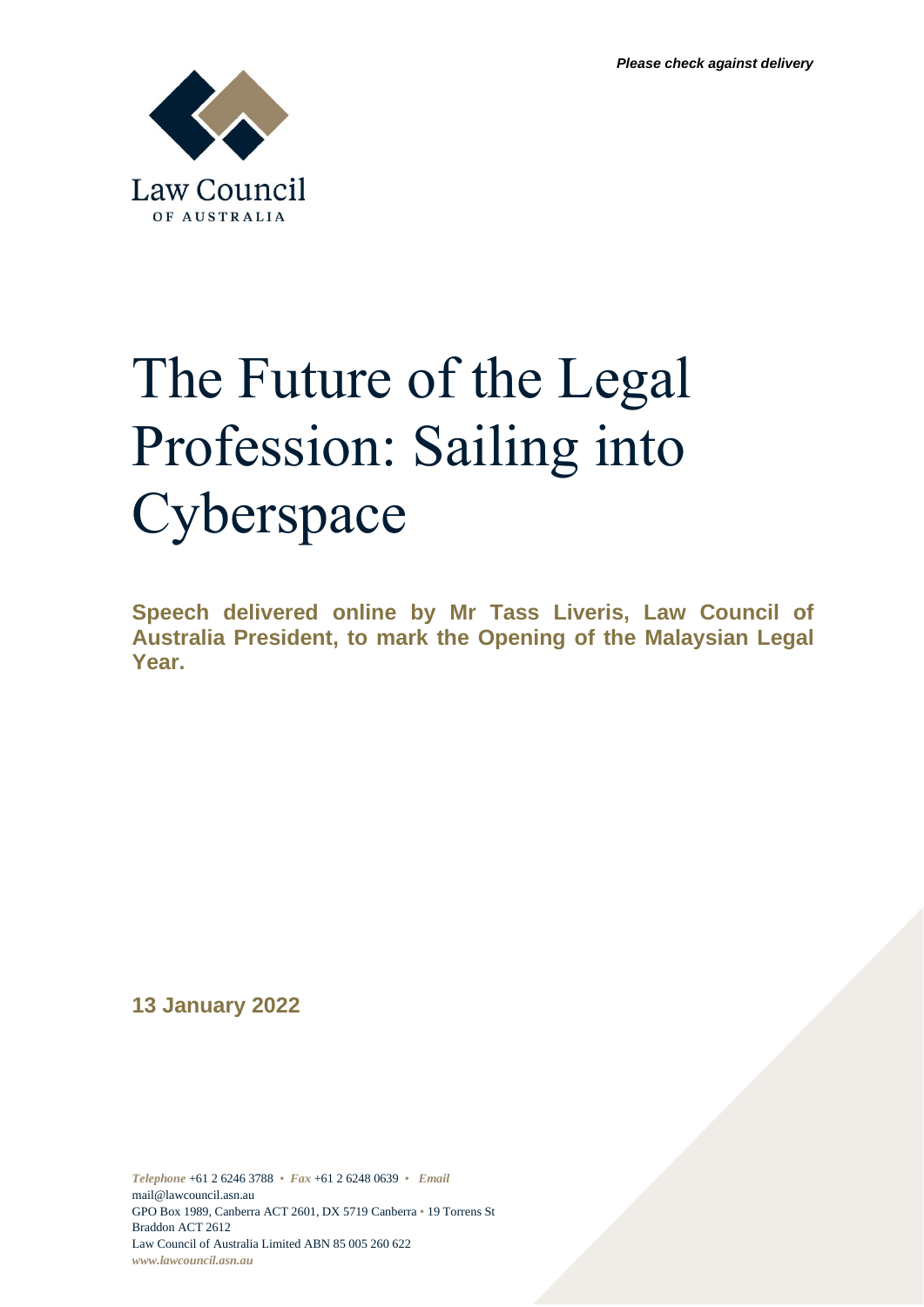*Please check against delivery*

Law Council
OF AUSTRALIA

# The Future of the Legal Profession: Sailing into Cyberspace

**Speech delivered online by Mr Tass Liveris, Law Council of Australia President, to mark the Opening of the Malaysian Legal Year.**

**13 January 2022**

*Telephone* +61 2 6246 3788 • *Fax* +61 2 6248 0639 • *Email* mail@lawcouncil.asn.au
GPO Box 1989, Canberra ACT 2601, DX 5719 Canberra • 19 Torrens St Braddon ACT 2612
Law Council of Australia Limited ABN 85 005 260 622
*www.lawcouncil.asn.au*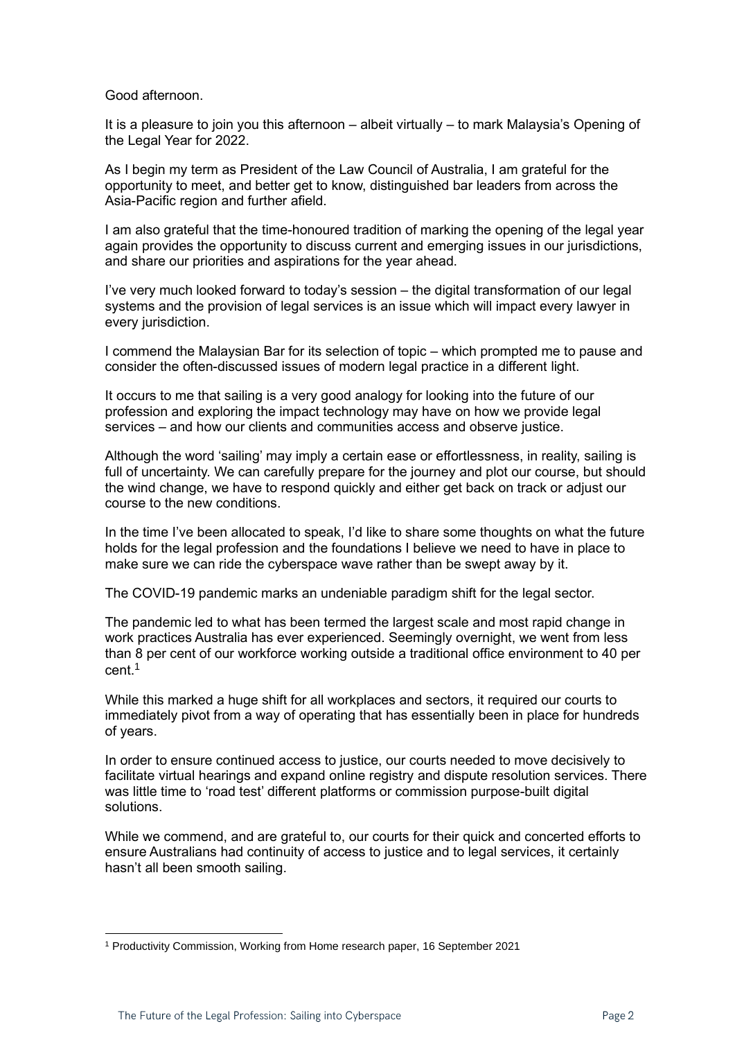Good afternoon.

It is a pleasure to join you this afternoon – albeit virtually – to mark Malaysia's Opening of the Legal Year for 2022.

As I begin my term as President of the Law Council of Australia, I am grateful for the opportunity to meet, and better get to know, distinguished bar leaders from across the Asia-Pacific region and further afield.

I am also grateful that the time-honoured tradition of marking the opening of the legal year again provides the opportunity to discuss current and emerging issues in our jurisdictions, and share our priorities and aspirations for the year ahead.

I've very much looked forward to today's session – the digital transformation of our legal systems and the provision of legal services is an issue which will impact every lawyer in every jurisdiction.

I commend the Malaysian Bar for its selection of topic – which prompted me to pause and consider the often-discussed issues of modern legal practice in a different light.

It occurs to me that sailing is a very good analogy for looking into the future of our profession and exploring the impact technology may have on how we provide legal services – and how our clients and communities access and observe justice.

Although the word 'sailing' may imply a certain ease or effortlessness, in reality, sailing is full of uncertainty. We can carefully prepare for the journey and plot our course, but should the wind change, we have to respond quickly and either get back on track or adjust our course to the new conditions.

In the time I've been allocated to speak, I'd like to share some thoughts on what the future holds for the legal profession and the foundations I believe we need to have in place to make sure we can ride the cyberspace wave rather than be swept away by it.

The COVID-19 pandemic marks an undeniable paradigm shift for the legal sector.

The pandemic led to what has been termed the largest scale and most rapid change in work practices Australia has ever experienced. Seemingly overnight, we went from less than 8 per cent of our workforce working outside a traditional office environment to 40 per cent.[1]

While this marked a huge shift for all workplaces and sectors, it required our courts to immediately pivot from a way of operating that has essentially been in place for hundreds of years.

In order to ensure continued access to justice, our courts needed to move decisively to facilitate virtual hearings and expand online registry and dispute resolution services. There was little time to 'road test' different platforms or commission purpose-built digital solutions.

While we commend, and are grateful to, our courts for their quick and concerted efforts to ensure Australians had continuity of access to justice and to legal services, it certainly hasn't all been smooth sailing.

[1] Productivity Commission, Working from Home research paper, 16 September 2021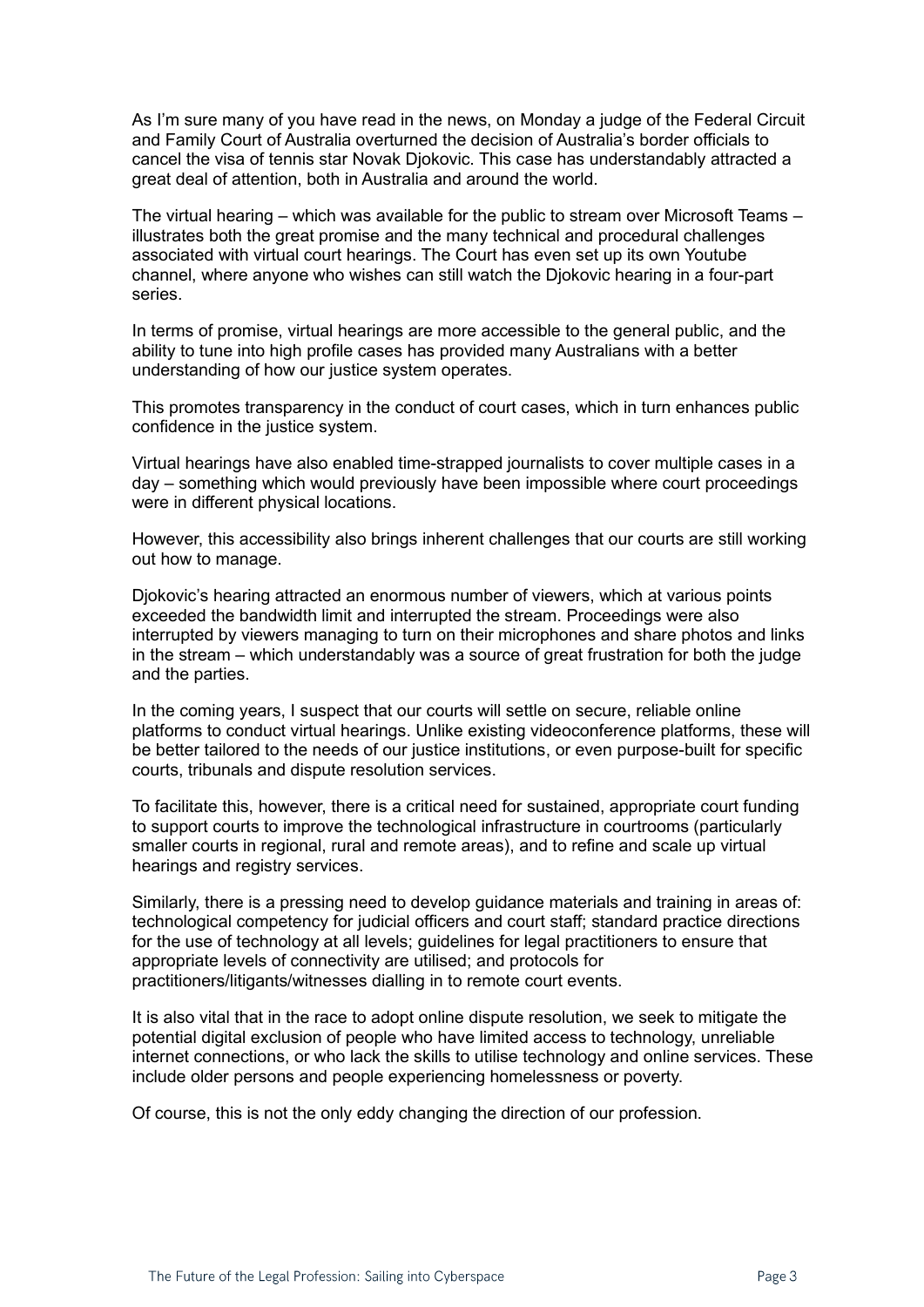As I'm sure many of you have read in the news, on Monday a judge of the Federal Circuit and Family Court of Australia overturned the decision of Australia's border officials to cancel the visa of tennis star Novak Djokovic. This case has understandably attracted a great deal of attention, both in Australia and around the world.

The virtual hearing – which was available for the public to stream over Microsoft Teams – illustrates both the great promise and the many technical and procedural challenges associated with virtual court hearings. The Court has even set up its own Youtube channel, where anyone who wishes can still watch the Djokovic hearing in a four-part series.

In terms of promise, virtual hearings are more accessible to the general public, and the ability to tune into high profile cases has provided many Australians with a better understanding of how our justice system operates.

This promotes transparency in the conduct of court cases, which in turn enhances public confidence in the justice system.

Virtual hearings have also enabled time-strapped journalists to cover multiple cases in a day – something which would previously have been impossible where court proceedings were in different physical locations.

However, this accessibility also brings inherent challenges that our courts are still working out how to manage.

Djokovic's hearing attracted an enormous number of viewers, which at various points exceeded the bandwidth limit and interrupted the stream. Proceedings were also interrupted by viewers managing to turn on their microphones and share photos and links in the stream – which understandably was a source of great frustration for both the judge and the parties.

In the coming years, I suspect that our courts will settle on secure, reliable online platforms to conduct virtual hearings. Unlike existing videoconference platforms, these will be better tailored to the needs of our justice institutions, or even purpose-built for specific courts, tribunals and dispute resolution services.

To facilitate this, however, there is a critical need for sustained, appropriate court funding to support courts to improve the technological infrastructure in courtrooms (particularly smaller courts in regional, rural and remote areas), and to refine and scale up virtual hearings and registry services.

Similarly, there is a pressing need to develop guidance materials and training in areas of: technological competency for judicial officers and court staff; standard practice directions for the use of technology at all levels; guidelines for legal practitioners to ensure that appropriate levels of connectivity are utilised; and protocols for practitioners/litigants/witnesses dialling in to remote court events.

It is also vital that in the race to adopt online dispute resolution, we seek to mitigate the potential digital exclusion of people who have limited access to technology, unreliable internet connections, or who lack the skills to utilise technology and online services. These include older persons and people experiencing homelessness or poverty.

Of course, this is not the only eddy changing the direction of our profession.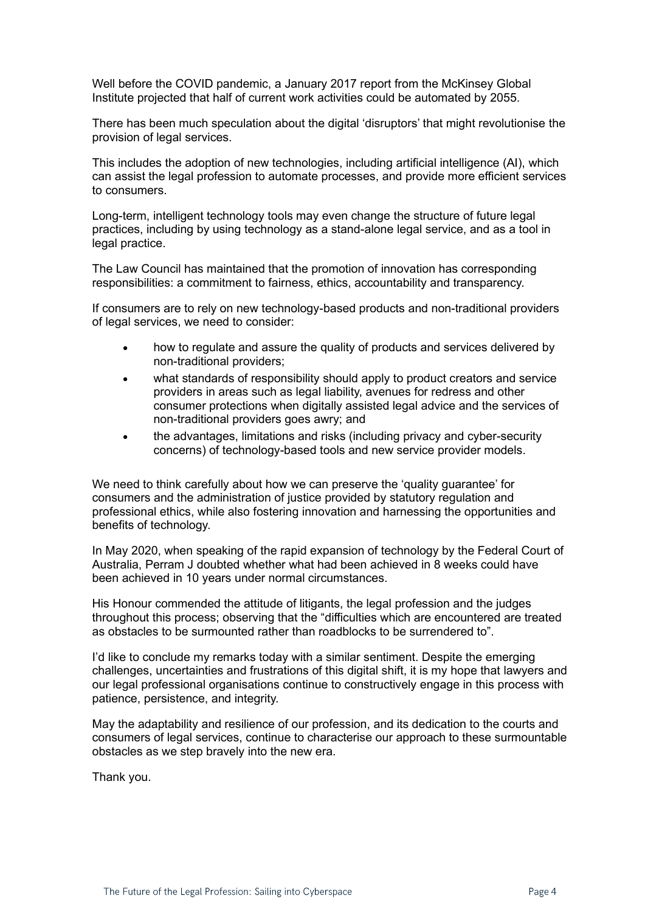Well before the COVID pandemic, a January 2017 report from the McKinsey Global Institute projected that half of current work activities could be automated by 2055.

There has been much speculation about the digital 'disruptors' that might revolutionise the provision of legal services.

This includes the adoption of new technologies, including artificial intelligence (AI), which can assist the legal profession to automate processes, and provide more efficient services to consumers.

Long-term, intelligent technology tools may even change the structure of future legal practices, including by using technology as a stand-alone legal service, and as a tool in legal practice.

The Law Council has maintained that the promotion of innovation has corresponding responsibilities: a commitment to fairness, ethics, accountability and transparency.

If consumers are to rely on new technology-based products and non-traditional providers of legal services, we need to consider:

- how to regulate and assure the quality of products and services delivered by non-traditional providers;
- what standards of responsibility should apply to product creators and service providers in areas such as legal liability, avenues for redress and other consumer protections when digitally assisted legal advice and the services of non-traditional providers goes awry; and
- the advantages, limitations and risks (including privacy and cyber-security concerns) of technology-based tools and new service provider models.

We need to think carefully about how we can preserve the 'quality guarantee' for consumers and the administration of justice provided by statutory regulation and professional ethics, while also fostering innovation and harnessing the opportunities and benefits of technology.

In May 2020, when speaking of the rapid expansion of technology by the Federal Court of Australia, Perram J doubted whether what had been achieved in 8 weeks could have been achieved in 10 years under normal circumstances.

His Honour commended the attitude of litigants, the legal profession and the judges throughout this process; observing that the "difficulties which are encountered are treated as obstacles to be surmounted rather than roadblocks to be surrendered to".

I'd like to conclude my remarks today with a similar sentiment. Despite the emerging challenges, uncertainties and frustrations of this digital shift, it is my hope that lawyers and our legal professional organisations continue to constructively engage in this process with patience, persistence, and integrity.

May the adaptability and resilience of our profession, and its dedication to the courts and consumers of legal services, continue to characterise our approach to these surmountable obstacles as we step bravely into the new era.

Thank you.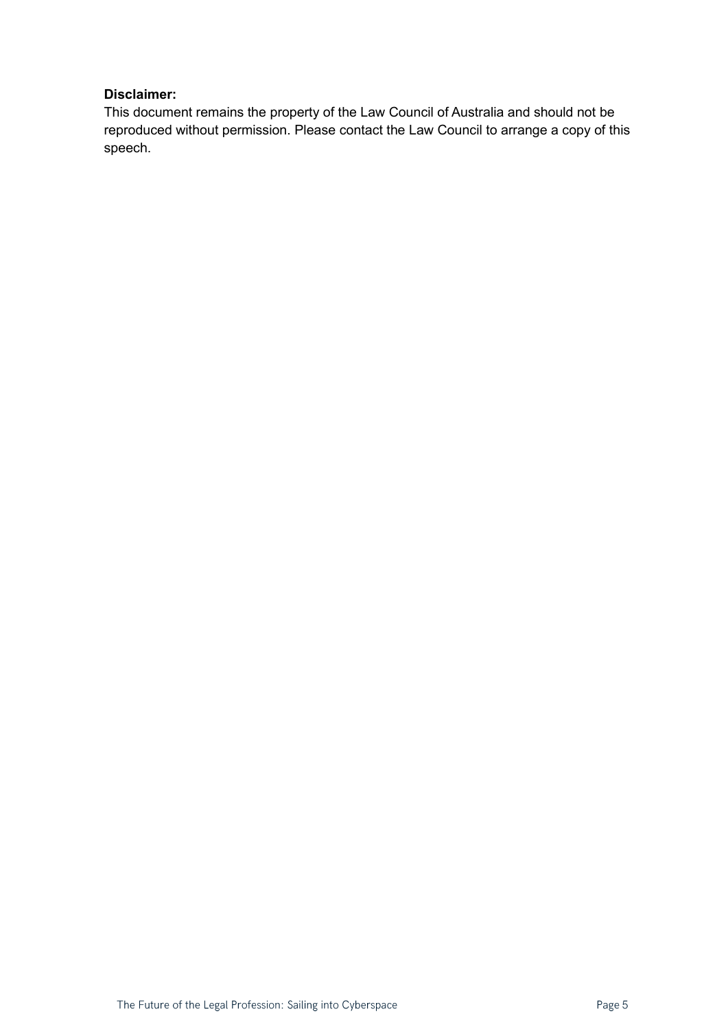**Disclaimer:**

This document remains the property of the Law Council of Australia and should not be reproduced without permission. Please contact the Law Council to arrange a copy of this speech.